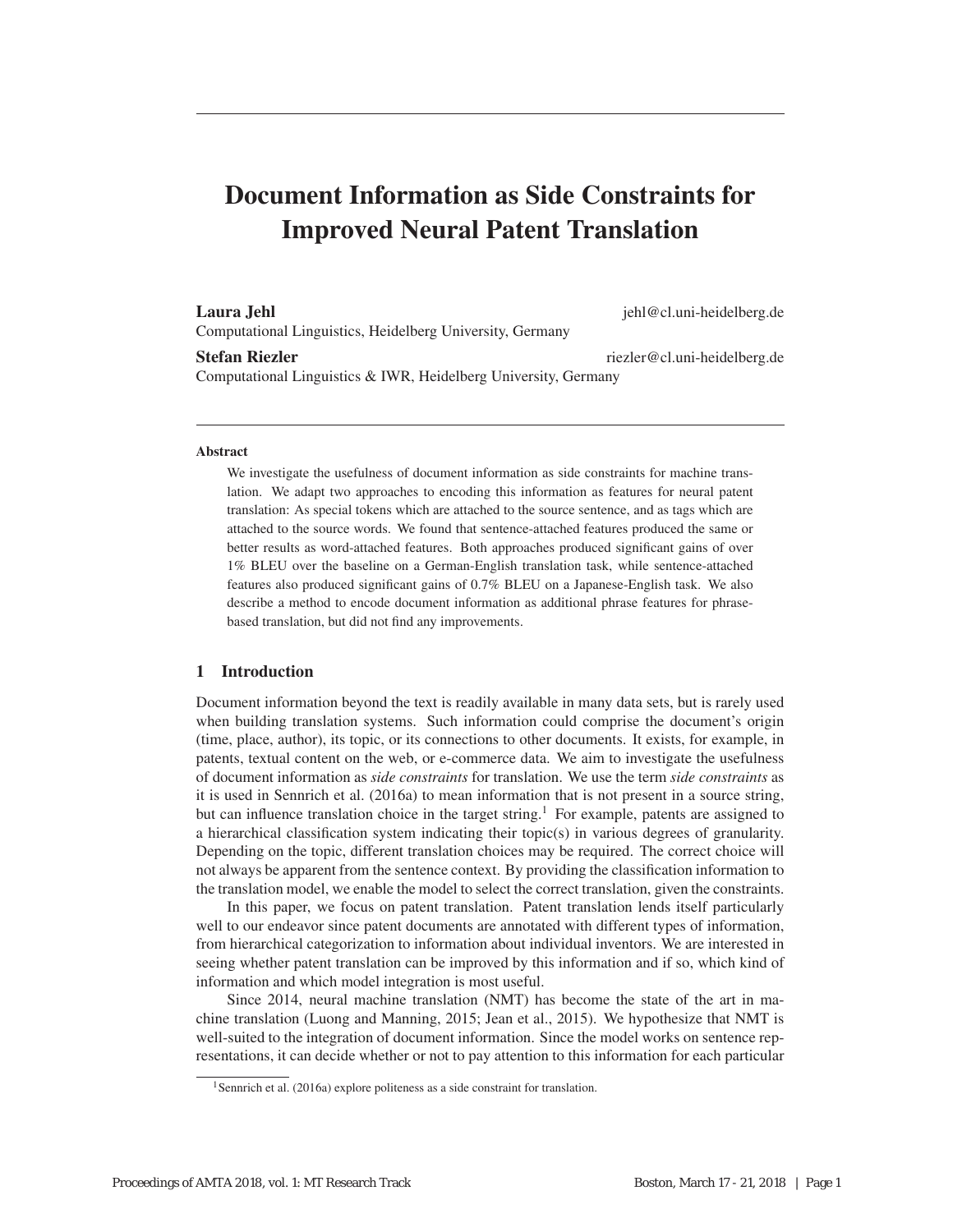# Document Information as Side Constraints for Improved Neural Patent Translation

**Laura Jehl** jehl@cl.uni-heidelberg.de
Computational Linguistics, Heidelberg University, Germany

**Stefan Riezler** riezler@cl.uni-heidelberg.de
Computational Linguistics & IWR, Heidelberg University, Germany

### Abstract

We investigate the usefulness of document information as side constraints for machine translation. We adapt two approaches to encoding this information as features for neural patent translation: As special tokens which are attached to the source sentence, and as tags which are attached to the source words. We found that sentence-attached features produced the same or better results as word-attached features. Both approaches produced significant gains of over 1% BLEU over the baseline on a German-English translation task, while sentence-attached features also produced significant gains of 0.7% BLEU on a Japanese-English task. We also describe a method to encode document information as additional phrase features for phrase-based translation, but did not find any improvements.

## 1 Introduction

Document information beyond the text is readily available in many data sets, but is rarely used when building translation systems. Such information could comprise the document's origin (time, place, author), its topic, or its connections to other documents. It exists, for example, in patents, textual content on the web, or e-commerce data. We aim to investigate the usefulness of document information as *side constraints* for translation. We use the term *side constraints* as it is used in Sennrich et al. (2016a) to mean information that is not present in a source string, but can influence translation choice in the target string.[1] For example, patents are assigned to a hierarchical classification system indicating their topic(s) in various degrees of granularity. Depending on the topic, different translation choices may be required. The correct choice will not always be apparent from the sentence context. By providing the classification information to the translation model, we enable the model to select the correct translation, given the constraints.

In this paper, we focus on patent translation. Patent translation lends itself particularly well to our endeavor since patent documents are annotated with different types of information, from hierarchical categorization to information about individual inventors. We are interested in seeing whether patent translation can be improved by this information and if so, which kind of information and which model integration is most useful.

Since 2014, neural machine translation (NMT) has become the state of the art in machine translation (Luong and Manning, 2015; Jean et al., 2015). We hypothesize that NMT is well-suited to the integration of document information. Since the model works on sentence representations, it can decide whether or not to pay attention to this information for each particular

[1] Sennrich et al. (2016a) explore politeness as a side constraint for translation.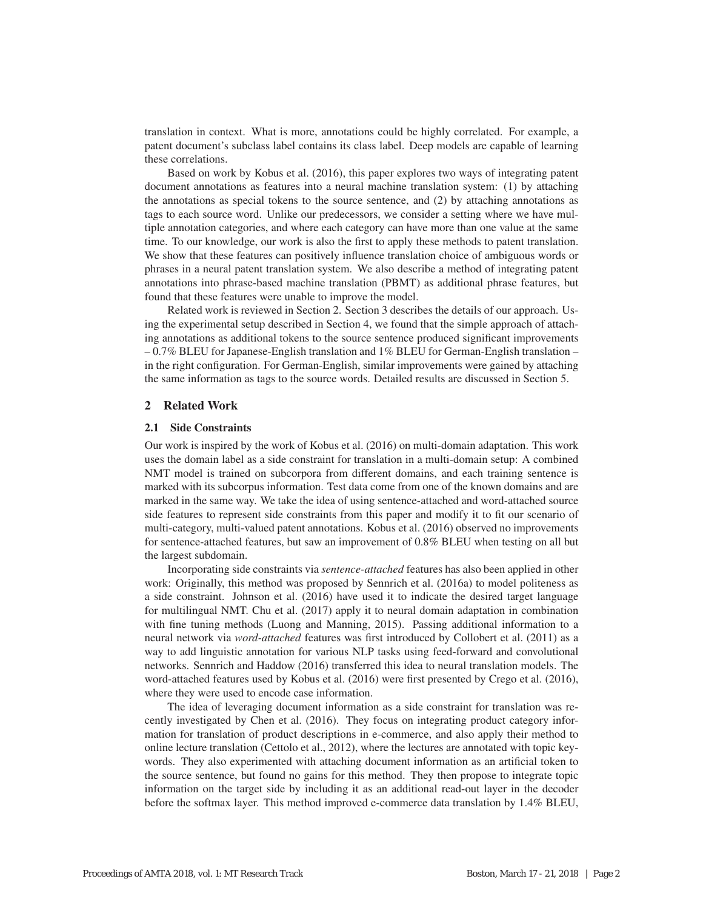translation in context. What is more, annotations could be highly correlated. For example, a patent document's subclass label contains its class label. Deep models are capable of learning these correlations.

Based on work by Kobus et al. (2016), this paper explores two ways of integrating patent document annotations as features into a neural machine translation system: (1) by attaching the annotations as special tokens to the source sentence, and (2) by attaching annotations as tags to each source word. Unlike our predecessors, we consider a setting where we have multiple annotation categories, and where each category can have more than one value at the same time. To our knowledge, our work is also the first to apply these methods to patent translation. We show that these features can positively influence translation choice of ambiguous words or phrases in a neural patent translation system. We also describe a method of integrating patent annotations into phrase-based machine translation (PBMT) as additional phrase features, but found that these features were unable to improve the model.

Related work is reviewed in Section 2. Section 3 describes the details of our approach. Using the experimental setup described in Section 4, we found that the simple approach of attaching annotations as additional tokens to the source sentence produced significant improvements – 0.7% BLEU for Japanese-English translation and 1% BLEU for German-English translation – in the right configuration. For German-English, similar improvements were gained by attaching the same information as tags to the source words. Detailed results are discussed in Section 5.

## 2 Related Work

### 2.1 Side Constraints

Our work is inspired by the work of Kobus et al. (2016) on multi-domain adaptation. This work uses the domain label as a side constraint for translation in a multi-domain setup: A combined NMT model is trained on subcorpora from different domains, and each training sentence is marked with its subcorpus information. Test data come from one of the known domains and are marked in the same way. We take the idea of using sentence-attached and word-attached source side features to represent side constraints from this paper and modify it to fit our scenario of multi-category, multi-valued patent annotations. Kobus et al. (2016) observed no improvements for sentence-attached features, but saw an improvement of 0.8% BLEU when testing on all but the largest subdomain.

Incorporating side constraints via *sentence-attached* features has also been applied in other work: Originally, this method was proposed by Sennrich et al. (2016a) to model politeness as a side constraint. Johnson et al. (2016) have used it to indicate the desired target language for multilingual NMT. Chu et al. (2017) apply it to neural domain adaptation in combination with fine tuning methods (Luong and Manning, 2015). Passing additional information to a neural network via *word-attached* features was first introduced by Collobert et al. (2011) as a way to add linguistic annotation for various NLP tasks using feed-forward and convolutional networks. Sennrich and Haddow (2016) transferred this idea to neural translation models. The word-attached features used by Kobus et al. (2016) were first presented by Crego et al. (2016), where they were used to encode case information.

The idea of leveraging document information as a side constraint for translation was recently investigated by Chen et al. (2016). They focus on integrating product category information for translation of product descriptions in e-commerce, and also apply their method to online lecture translation (Cettolo et al., 2012), where the lectures are annotated with topic keywords. They also experimented with attaching document information as an artificial token to the source sentence, but found no gains for this method. They then propose to integrate topic information on the target side by including it as an additional read-out layer in the decoder before the softmax layer. This method improved e-commerce data translation by 1.4% BLEU,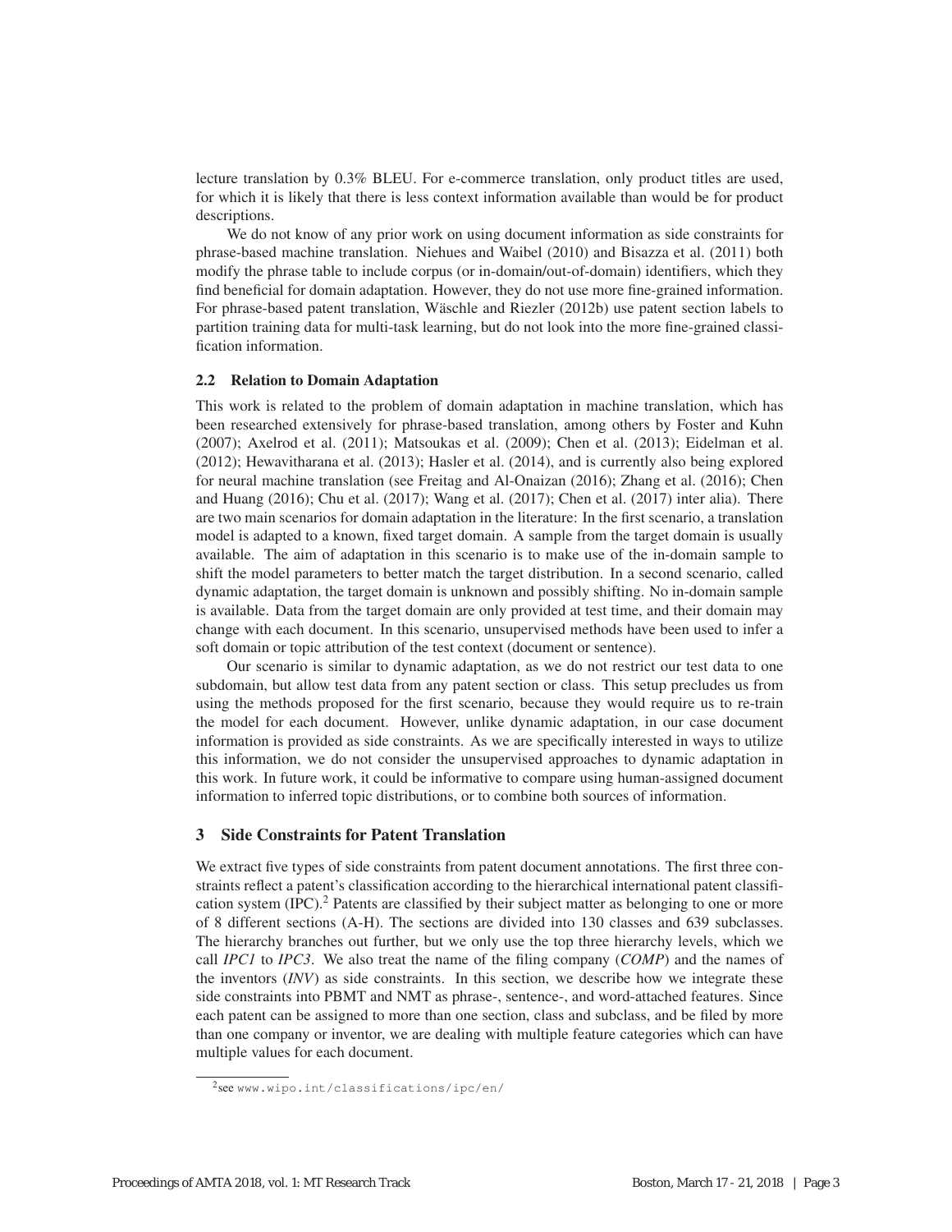lecture translation by 0.3% BLEU. For e-commerce translation, only product titles are used, for which it is likely that there is less context information available than would be for product descriptions.

We do not know of any prior work on using document information as side constraints for phrase-based machine translation. Niehues and Waibel (2010) and Bisazza et al. (2011) both modify the phrase table to include corpus (or in-domain/out-of-domain) identifiers, which they find beneficial for domain adaptation. However, they do not use more fine-grained information. For phrase-based patent translation, Wäschle and Riezler (2012b) use patent section labels to partition training data for multi-task learning, but do not look into the more fine-grained classification information.

### 2.2 Relation to Domain Adaptation

This work is related to the problem of domain adaptation in machine translation, which has been researched extensively for phrase-based translation, among others by Foster and Kuhn (2007); Axelrod et al. (2011); Matsoukas et al. (2009); Chen et al. (2013); Eidelman et al. (2012); Hewavitharana et al. (2013); Hasler et al. (2014), and is currently also being explored for neural machine translation (see Freitag and Al-Onaizan (2016); Zhang et al. (2016); Chen and Huang (2016); Chu et al. (2017); Wang et al. (2017); Chen et al. (2017) inter alia). There are two main scenarios for domain adaptation in the literature: In the first scenario, a translation model is adapted to a known, fixed target domain. A sample from the target domain is usually available. The aim of adaptation in this scenario is to make use of the in-domain sample to shift the model parameters to better match the target distribution. In a second scenario, called dynamic adaptation, the target domain is unknown and possibly shifting. No in-domain sample is available. Data from the target domain are only provided at test time, and their domain may change with each document. In this scenario, unsupervised methods have been used to infer a soft domain or topic attribution of the test context (document or sentence).

Our scenario is similar to dynamic adaptation, as we do not restrict our test data to one subdomain, but allow test data from any patent section or class. This setup precludes us from using the methods proposed for the first scenario, because they would require us to re-train the model for each document. However, unlike dynamic adaptation, in our case document information is provided as side constraints. As we are specifically interested in ways to utilize this information, we do not consider the unsupervised approaches to dynamic adaptation in this work. In future work, it could be informative to compare using human-assigned document information to inferred topic distributions, or to combine both sources of information.

## 3 Side Constraints for Patent Translation

We extract five types of side constraints from patent document annotations. The first three constraints reflect a patent's classification according to the hierarchical international patent classification system (IPC).[2] Patents are classified by their subject matter as belonging to one or more of 8 different sections (A-H). The sections are divided into 130 classes and 639 subclasses. The hierarchy branches out further, but we only use the top three hierarchy levels, which we call *IPC1* to *IPC3*. We also treat the name of the filing company (*COMP*) and the names of the inventors (*INV*) as side constraints. In this section, we describe how we integrate these side constraints into PBMT and NMT as phrase-, sentence-, and word-attached features. Since each patent can be assigned to more than one section, class and subclass, and be filed by more than one company or inventor, we are dealing with multiple feature categories which can have multiple values for each document.

[2] see www.wipo.int/classifications/ipc/en/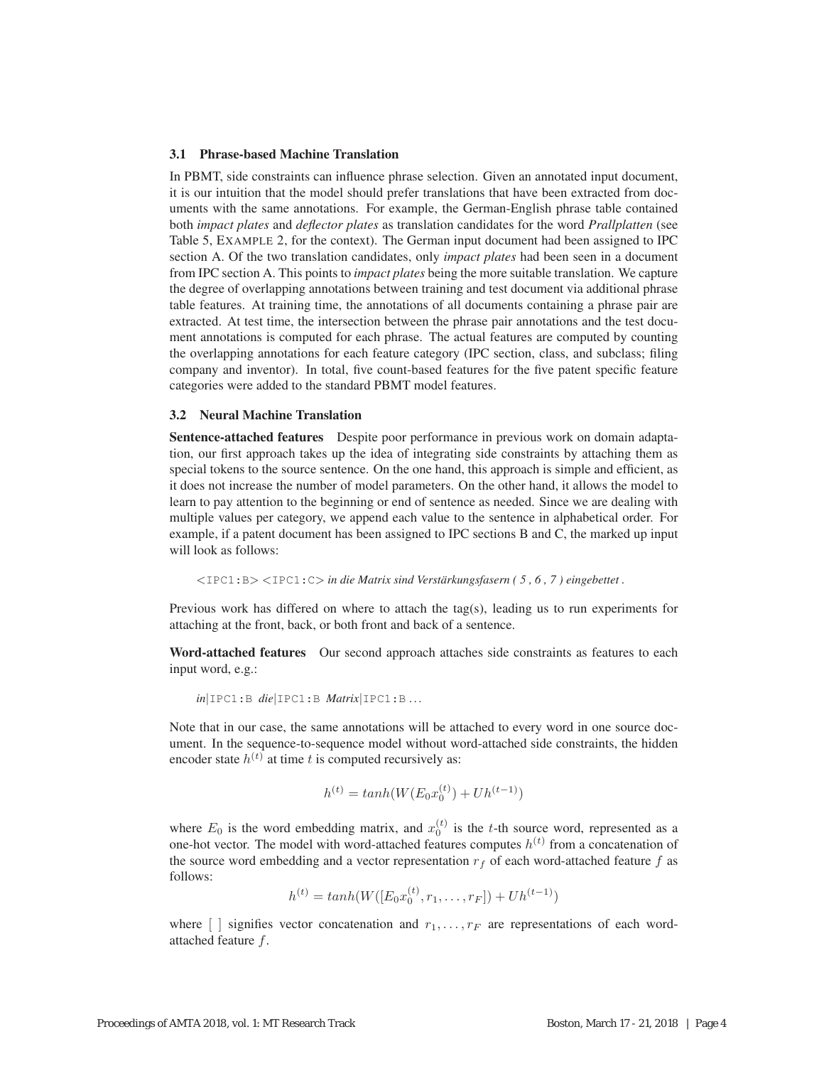### 3.1 Phrase-based Machine Translation

In PBMT, side constraints can influence phrase selection. Given an annotated input document, it is our intuition that the model should prefer translations that have been extracted from documents with the same annotations. For example, the German-English phrase table contained both *impact plates* and *deflector plates* as translation candidates for the word *Prallplatten* (see Table 5, EXAMPLE 2, for the context). The German input document had been assigned to IPC section A. Of the two translation candidates, only *impact plates* had been seen in a document from IPC section A. This points to *impact plates* being the more suitable translation. We capture the degree of overlapping annotations between training and test document via additional phrase table features. At training time, the annotations of all documents containing a phrase pair are extracted. At test time, the intersection between the phrase pair annotations and the test document annotations is computed for each phrase. The actual features are computed by counting the overlapping annotations for each feature category (IPC section, class, and subclass; filing company and inventor). In total, five count-based features for the five patent specific feature categories were added to the standard PBMT model features.

### 3.2 Neural Machine Translation

**Sentence-attached features** Despite poor performance in previous work on domain adaptation, our first approach takes up the idea of integrating side constraints by attaching them as special tokens to the source sentence. On the one hand, this approach is simple and efficient, as it does not increase the number of model parameters. On the other hand, it allows the model to learn to pay attention to the beginning or end of sentence as needed. Since we are dealing with multiple values per category, we append each value to the sentence in alphabetical order. For example, if a patent document has been assigned to IPC sections B and C, the marked up input will look as follows:

<IPC1:B> <IPC1:C> *in die Matrix sind Verstärkungsfasern ( 5 , 6 , 7 ) eingebettet .*

Previous work has differed on where to attach the tag(s), leading us to run experiments for attaching at the front, back, or both front and back of a sentence.

**Word-attached features** Our second approach attaches side constraints as features to each input word, e.g.:

*in*|IPC1:B *die*|IPC1:B *Matrix*|IPC1:B ...

Note that in our case, the same annotations will be attached to every word in one source document. In the sequence-to-sequence model without word-attached side constraints, the hidden encoder state $h^{(t)}$ at time $t$ is computed recursively as:

$$h^{(t)} = tanh(W(E_0 x_0^{(t)}) + U h^{(t-1)})$$

where $E_0$ is the word embedding matrix, and $x_0^{(t)}$ is the $t$-th source word, represented as a one-hot vector. The model with word-attached features computes $h^{(t)}$ from a concatenation of the source word embedding and a vector representation $r_f$ of each word-attached feature $f$ as follows:

$$h^{(t)} = tanh(W([E_0 x_0^{(t)}, r_1, \ldots, r_F]) + U h^{(t-1)})$$

where [ ] signifies vector concatenation and $r_1, \ldots, r_F$ are representations of each word-attached feature $f$.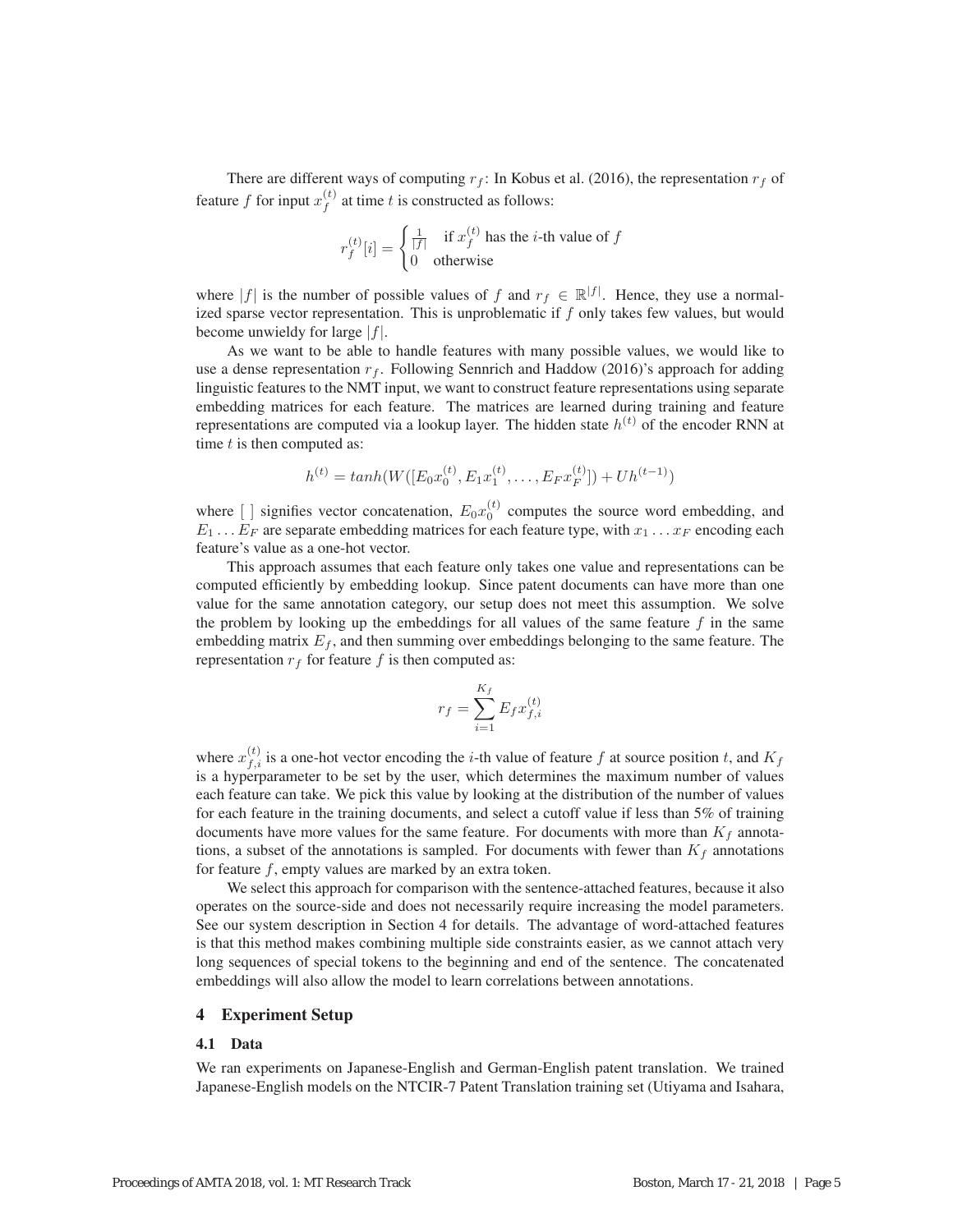There are different ways of computing $r_f$: In Kobus et al. (2016), the representation $r_f$ of feature $f$ for input $x_f^{(t)}$ at time $t$ is constructed as follows:

$$r_f^{(t)}[i] = \begin{cases} \frac{1}{|f|} & \text{if } x_f^{(t)} \text{ has the } i\text{-th value of } f \\ 0 & \text{otherwise} \end{cases}$$

where $|f|$ is the number of possible values of $f$ and $r_f \in \mathbb{R}^{|f|}$. Hence, they use a normalized sparse vector representation. This is unproblematic if $f$ only takes few values, but would become unwieldy for large $|f|$.

As we want to be able to handle features with many possible values, we would like to use a dense representation $r_f$. Following Sennrich and Haddow (2016)'s approach for adding linguistic features to the NMT input, we want to construct feature representations using separate embedding matrices for each feature. The matrices are learned during training and feature representations are computed via a lookup layer. The hidden state $h^{(t)}$ of the encoder RNN at time $t$ is then computed as:

$$h^{(t)} = tanh(W([E_0 x_0^{(t)}, E_1 x_1^{(t)}, \ldots, E_F x_F^{(t)}]) + U h^{(t-1)})$$

where [ ] signifies vector concatenation, $E_0 x_0^{(t)}$ computes the source word embedding, and $E_1 \ldots E_F$ are separate embedding matrices for each feature type, with $x_1 \ldots x_F$ encoding each feature's value as a one-hot vector.

This approach assumes that each feature only takes one value and representations can be computed efficiently by embedding lookup. Since patent documents can have more than one value for the same annotation category, our setup does not meet this assumption. We solve the problem by looking up the embeddings for all values of the same feature $f$ in the same embedding matrix $E_f$, and then summing over embeddings belonging to the same feature. The representation $r_f$ for feature $f$ is then computed as:

$$r_f = \sum_{i=1}^{K_f} E_f x_{f,i}^{(t)}$$

where $x_{f,i}^{(t)}$ is a one-hot vector encoding the $i$-th value of feature $f$ at source position $t$, and $K_f$ is a hyperparameter to be set by the user, which determines the maximum number of values each feature can take. We pick this value by looking at the distribution of the number of values for each feature in the training documents, and select a cutoff value if less than 5% of training documents have more values for the same feature. For documents with more than $K_f$ annotations, a subset of the annotations is sampled. For documents with fewer than $K_f$ annotations for feature $f$, empty values are marked by an extra token.

We select this approach for comparison with the sentence-attached features, because it also operates on the source-side and does not necessarily require increasing the model parameters. See our system description in Section 4 for details. The advantage of word-attached features is that this method makes combining multiple side constraints easier, as we cannot attach very long sequences of special tokens to the beginning and end of the sentence. The concatenated embeddings will also allow the model to learn correlations between annotations.

## 4 Experiment Setup

### 4.1 Data

We ran experiments on Japanese-English and German-English patent translation. We trained Japanese-English models on the NTCIR-7 Patent Translation training set (Utiyama and Isahara,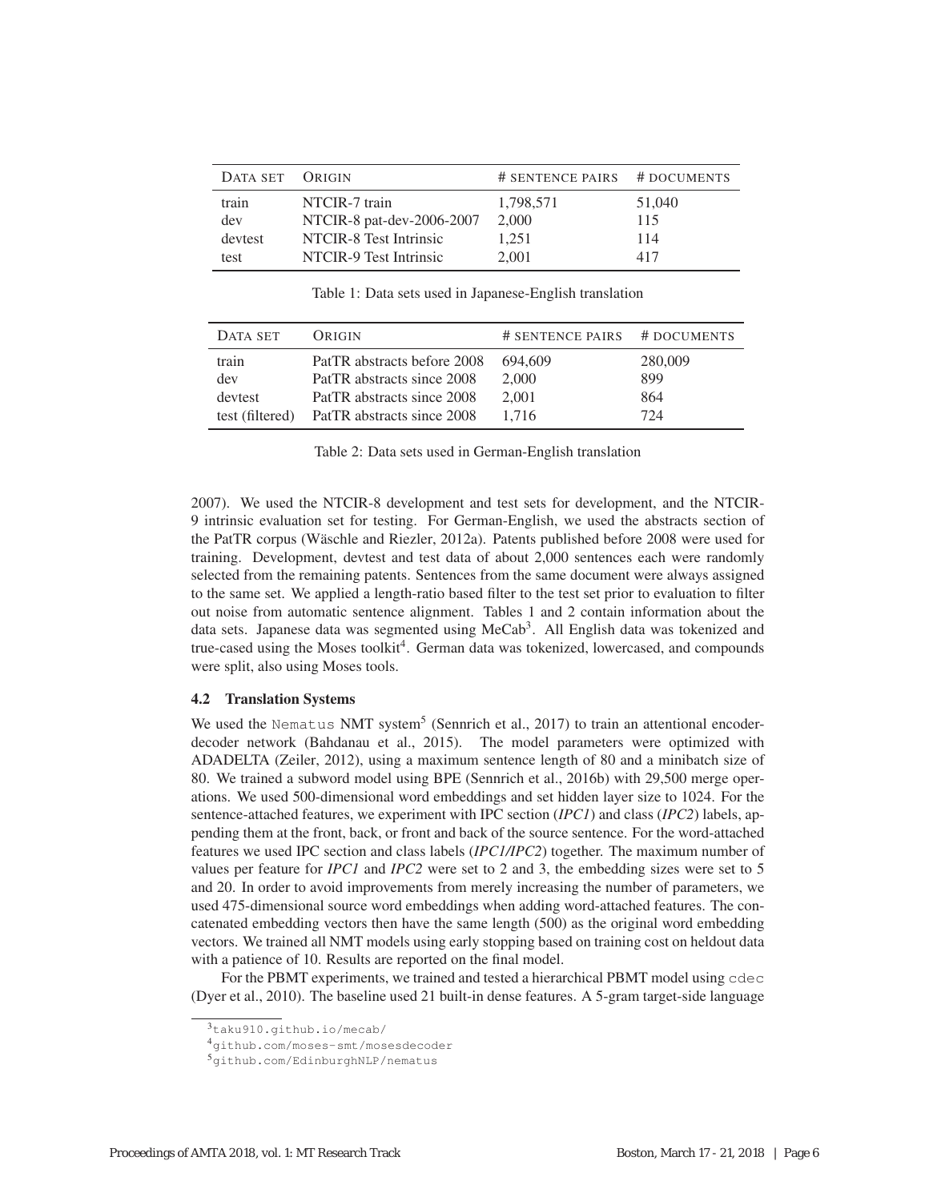| DATA SET | ORIGIN | # SENTENCE PAIRS | # DOCUMENTS |
|---|---|---|---|
| train | NTCIR-7 train | 1,798,571 | 51,040 |
| dev | NTCIR-8 pat-dev-2006-2007 | 2,000 | 115 |
| devtest | NTCIR-8 Test Intrinsic | 1,251 | 114 |
| test | NTCIR-9 Test Intrinsic | 2,001 | 417 |

Table 1: Data sets used in Japanese-English translation

| DATA SET | ORIGIN | # SENTENCE PAIRS | # DOCUMENTS |
|---|---|---|---|
| train | PatTR abstracts before 2008 | 694,609 | 280,009 |
| dev | PatTR abstracts since 2008 | 2,000 | 899 |
| devtest | PatTR abstracts since 2008 | 2,001 | 864 |
| test (filtered) | PatTR abstracts since 2008 | 1,716 | 724 |

Table 2: Data sets used in German-English translation

2007). We used the NTCIR-8 development and test sets for development, and the NTCIR-9 intrinsic evaluation set for testing. For German-English, we used the abstracts section of the PatTR corpus (Wäschle and Riezler, 2012a). Patents published before 2008 were used for training. Development, devtest and test data of about 2,000 sentences each were randomly selected from the remaining patents. Sentences from the same document were always assigned to the same set. We applied a length-ratio based filter to the test set prior to evaluation to filter out noise from automatic sentence alignment. Tables 1 and 2 contain information about the data sets. Japanese data was segmented using MeCab[3]. All English data was tokenized and true-cased using the Moses toolkit[4]. German data was tokenized, lowercased, and compounds were split, also using Moses tools.

### 4.2 Translation Systems

We used the Nematus NMT system[5] (Sennrich et al., 2017) to train an attentional encoder-decoder network (Bahdanau et al., 2015). The model parameters were optimized with ADADELTA (Zeiler, 2012), using a maximum sentence length of 80 and a minibatch size of 80. We trained a subword model using BPE (Sennrich et al., 2016b) with 29,500 merge operations. We used 500-dimensional word embeddings and set hidden layer size to 1024. For the sentence-attached features, we experiment with IPC section (*IPC1*) and class (*IPC2*) labels, appending them at the front, back, or front and back of the source sentence. For the word-attached features we used IPC section and class labels (*IPC1/IPC2*) together. The maximum number of values per feature for *IPC1* and *IPC2* were set to 2 and 3, the embedding sizes were set to 5 and 20. In order to avoid improvements from merely increasing the number of parameters, we used 475-dimensional source word embeddings when adding word-attached features. The concatenated embedding vectors then have the same length (500) as the original word embedding vectors. We trained all NMT models using early stopping based on training cost on heldout data with a patience of 10. Results are reported on the final model.

For the PBMT experiments, we trained and tested a hierarchical PBMT model using cdec (Dyer et al., 2010). The baseline used 21 built-in dense features. A 5-gram target-side language

[3] taku910.github.io/mecab/

[4] github.com/moses-smt/mosesdecoder

[5] github.com/EdinburghNLP/nematus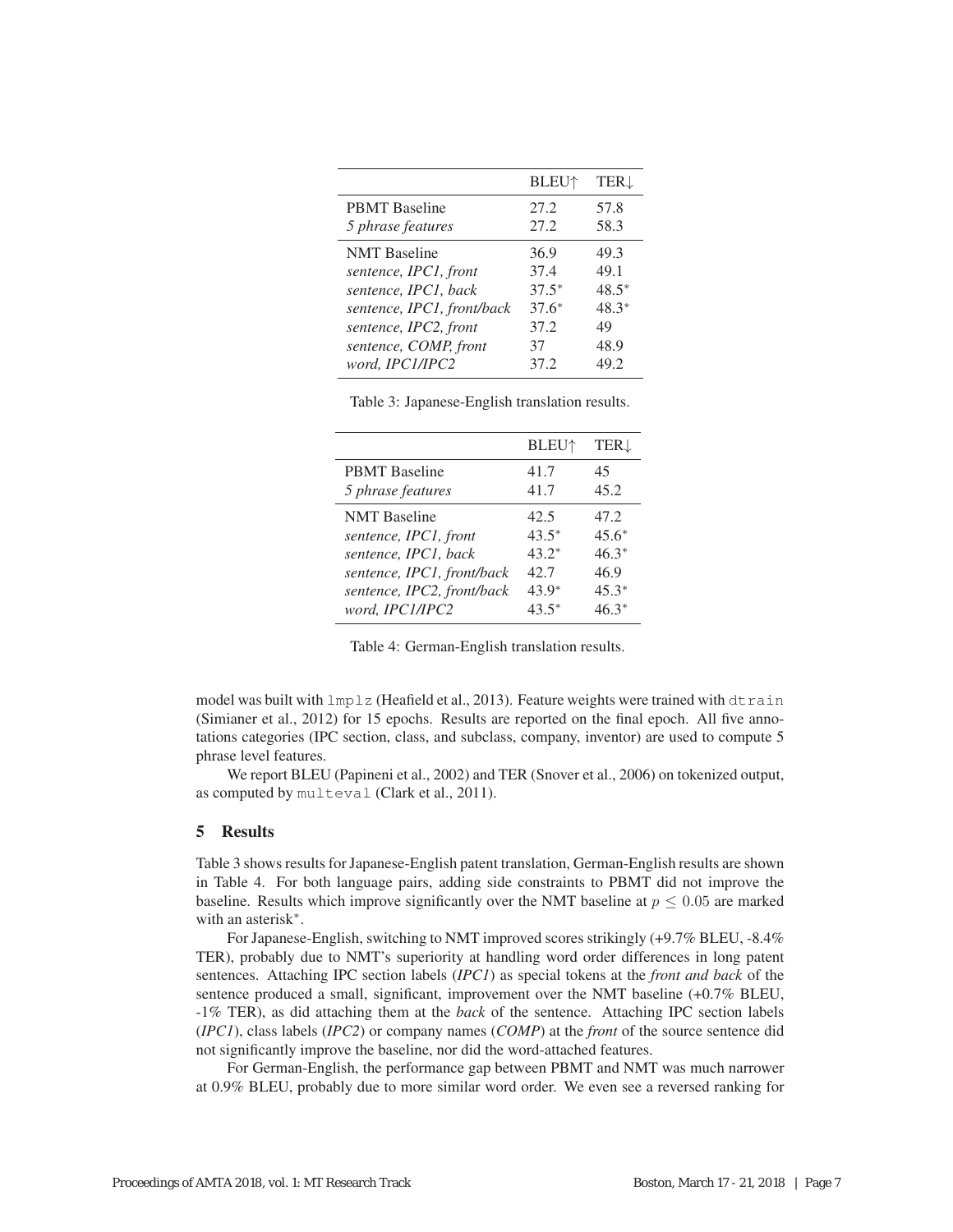| | BLEU↑ | TER↓ |
|---|---|---|
| PBMT Baseline | 27.2 | 57.8 |
| *5 phrase features* | 27.2 | 58.3 |
| NMT Baseline | 36.9 | 49.3 |
| *sentence, IPC1, front* | 37.4 | 49.1 |
| *sentence, IPC1, back* | 37.5* | 48.5* |
| *sentence, IPC1, front/back* | 37.6* | 48.3* |
| *sentence, IPC2, front* | 37.2 | 49 |
| *sentence, COMP, front* | 37 | 48.9 |
| *word, IPC1/IPC2* | 37.2 | 49.2 |

Table 3: Japanese-English translation results.

| | BLEU↑ | TER↓ |
|---|---|---|
| PBMT Baseline | 41.7 | 45 |
| *5 phrase features* | 41.7 | 45.2 |
| NMT Baseline | 42.5 | 47.2 |
| *sentence, IPC1, front* | 43.5* | 45.6* |
| *sentence, IPC1, back* | 43.2* | 46.3* |
| *sentence, IPC1, front/back* | 42.7 | 46.9 |
| *sentence, IPC2, front/back* | 43.9* | 45.3* |
| *word, IPC1/IPC2* | 43.5* | 46.3* |

Table 4: German-English translation results.

model was built with `lmplz` (Heafield et al., 2013). Feature weights were trained with `dtrain` (Simianer et al., 2012) for 15 epochs. Results are reported on the final epoch. All five annotations categories (IPC section, class, and subclass, company, inventor) are used to compute 5 phrase level features.

We report BLEU (Papineni et al., 2002) and TER (Snover et al., 2006) on tokenized output, as computed by `multeval` (Clark et al., 2011).

## 5 Results

Table 3 shows results for Japanese-English patent translation, German-English results are shown in Table 4. For both language pairs, adding side constraints to PBMT did not improve the baseline. Results which improve significantly over the NMT baseline at $p \leq 0.05$ are marked with an asterisk*.

For Japanese-English, switching to NMT improved scores strikingly (+9.7% BLEU, -8.4% TER), probably due to NMT's superiority at handling word order differences in long patent sentences. Attaching IPC section labels (*IPC1*) as special tokens at the *front and back* of the sentence produced a small, significant, improvement over the NMT baseline (+0.7% BLEU, -1% TER), as did attaching them at the *back* of the sentence. Attaching IPC section labels (*IPC1*), class labels (*IPC2*) or company names (*COMP*) at the *front* of the source sentence did not significantly improve the baseline, nor did the word-attached features.

For German-English, the performance gap between PBMT and NMT was much narrower at 0.9% BLEU, probably due to more similar word order. We even see a reversed ranking for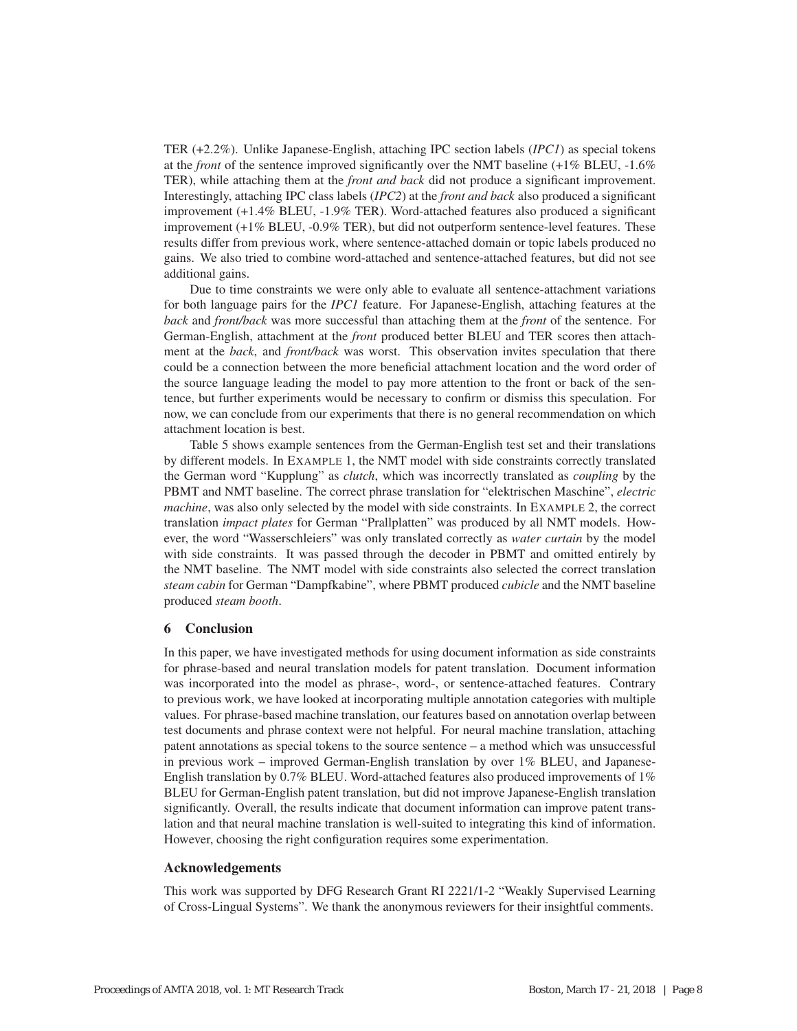TER (+2.2%). Unlike Japanese-English, attaching IPC section labels (*IPC1*) as special tokens at the *front* of the sentence improved significantly over the NMT baseline (+1% BLEU, -1.6% TER), while attaching them at the *front and back* did not produce a significant improvement. Interestingly, attaching IPC class labels (*IPC2*) at the *front and back* also produced a significant improvement (+1.4% BLEU, -1.9% TER). Word-attached features also produced a significant improvement (+1% BLEU, -0.9% TER), but did not outperform sentence-level features. These results differ from previous work, where sentence-attached domain or topic labels produced no gains. We also tried to combine word-attached and sentence-attached features, but did not see additional gains.

Due to time constraints we were only able to evaluate all sentence-attachment variations for both language pairs for the *IPC1* feature. For Japanese-English, attaching features at the *back* and *front/back* was more successful than attaching them at the *front* of the sentence. For German-English, attachment at the *front* produced better BLEU and TER scores then attachment at the *back*, and *front/back* was worst. This observation invites speculation that there could be a connection between the more beneficial attachment location and the word order of the source language leading the model to pay more attention to the front or back of the sentence, but further experiments would be necessary to confirm or dismiss this speculation. For now, we can conclude from our experiments that there is no general recommendation on which attachment location is best.

Table 5 shows example sentences from the German-English test set and their translations by different models. In EXAMPLE 1, the NMT model with side constraints correctly translated the German word "Kupplung" as *clutch*, which was incorrectly translated as *coupling* by the PBMT and NMT baseline. The correct phrase translation for "elektrischen Maschine", *electric machine*, was also only selected by the model with side constraints. In EXAMPLE 2, the correct translation *impact plates* for German "Prallplatten" was produced by all NMT models. However, the word "Wasserschleiers" was only translated correctly as *water curtain* by the model with side constraints. It was passed through the decoder in PBMT and omitted entirely by the NMT baseline. The NMT model with side constraints also selected the correct translation *steam cabin* for German "Dampfkabine", where PBMT produced *cubicle* and the NMT baseline produced *steam booth*.

## 6 Conclusion

In this paper, we have investigated methods for using document information as side constraints for phrase-based and neural translation models for patent translation. Document information was incorporated into the model as phrase-, word-, or sentence-attached features. Contrary to previous work, we have looked at incorporating multiple annotation categories with multiple values. For phrase-based machine translation, our features based on annotation overlap between test documents and phrase context were not helpful. For neural machine translation, attaching patent annotations as special tokens to the source sentence – a method which was unsuccessful in previous work – improved German-English translation by over 1% BLEU, and Japanese-English translation by 0.7% BLEU. Word-attached features also produced improvements of 1% BLEU for German-English patent translation, but did not improve Japanese-English translation significantly. Overall, the results indicate that document information can improve patent translation and that neural machine translation is well-suited to integrating this kind of information. However, choosing the right configuration requires some experimentation.

### Acknowledgements

This work was supported by DFG Research Grant RI 2221/1-2 "Weakly Supervised Learning of Cross-Lingual Systems". We thank the anonymous reviewers for their insightful comments.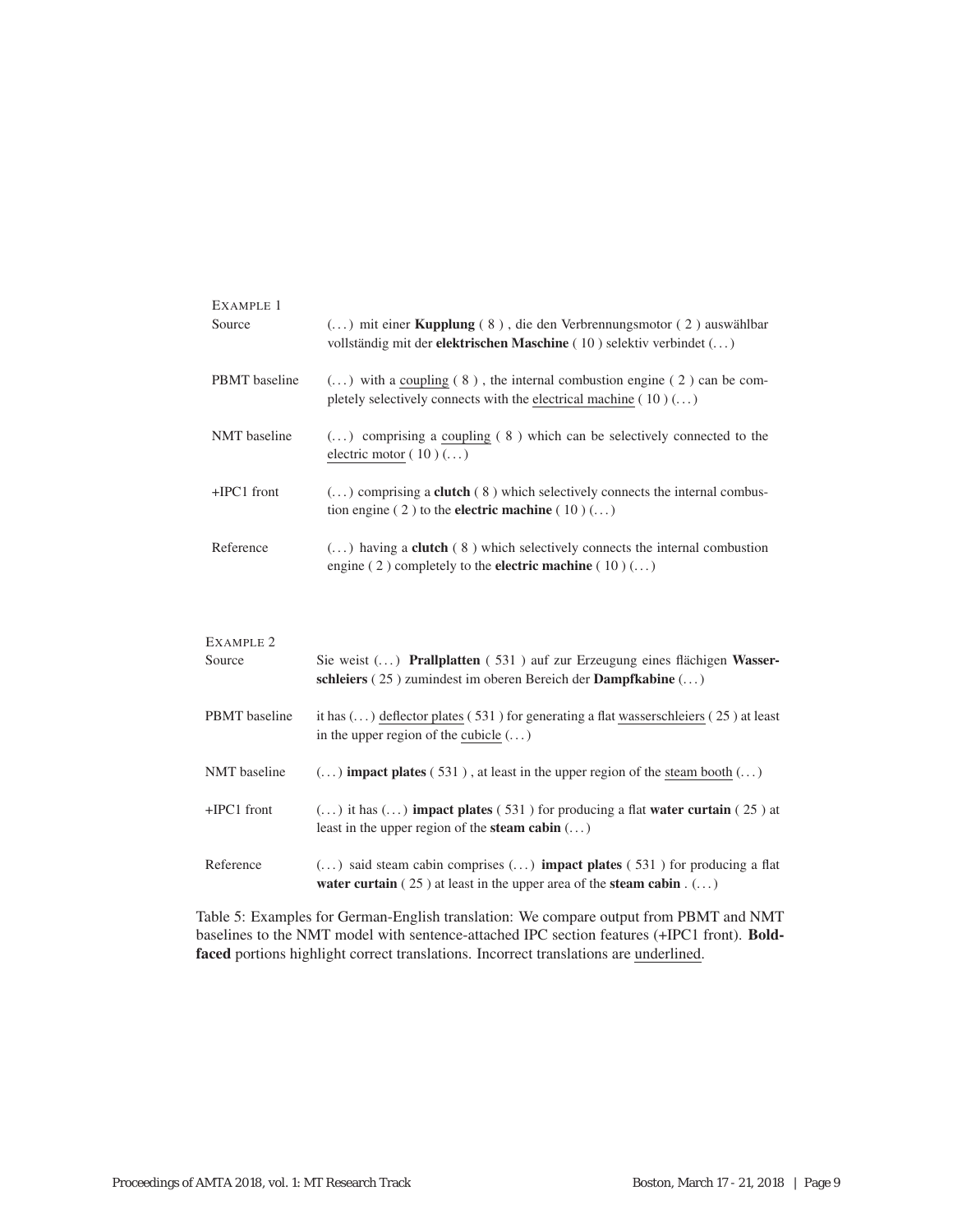| EXAMPLE 1 | |
|---|---|
| Source | (...) mit einer **Kupplung** ( 8 ) , die den Verbrennungsmotor ( 2 ) auswählbar vollständig mit der **elektrischen Maschine** ( 10 ) selektiv verbindet (...) |
| PBMT baseline | (...) with a <u>coupling</u> ( 8 ) , the internal combustion engine ( 2 ) can be completely selectively connects with the <u>electrical machine</u> ( 10 ) (...) |
| NMT baseline | (...) comprising a <u>coupling</u> ( 8 ) which can be selectively connected to the <u>electric motor</u> ( 10 ) (...) |
| +IPC1 front | (...) comprising a **clutch** ( 8 ) which selectively connects the internal combustion engine ( 2 ) to the **electric machine** ( 10 ) (...) |
| Reference | (...) having a **clutch** ( 8 ) which selectively connects the internal combustion engine ( 2 ) completely to the **electric machine** ( 10 ) (...) |

| EXAMPLE 2 | |
|---|---|
| Source | Sie weist (...) **Prallplatten** ( 531 ) auf zur Erzeugung eines flächigen **Wasserschleiers** ( 25 ) zumindest im oberen Bereich der **Dampfkabine** (...) |
| PBMT baseline | it has (...) <u>deflector plates</u> ( 531 ) for generating a flat <u>wasserschleiers</u> ( 25 ) at least in the upper region of the <u>cubicle</u> (...) |
| NMT baseline | (...) **impact plates** ( 531 ) , at least in the upper region of the <u>steam booth</u> (...) |
| +IPC1 front | (...) it has (...) **impact plates** ( 531 ) for producing a flat **water curtain** ( 25 ) at least in the upper region of the **steam cabin** (...) |
| Reference | (...) said steam cabin comprises (...) **impact plates** ( 531 ) for producing a flat **water curtain** ( 25 ) at least in the upper area of the **steam cabin** . (...) |

Table 5: Examples for German-English translation: We compare output from PBMT and NMT baselines to the NMT model with sentence-attached IPC section features (+IPC1 front). **Boldfaced** portions highlight correct translations. Incorrect translations are <u>underlined</u>.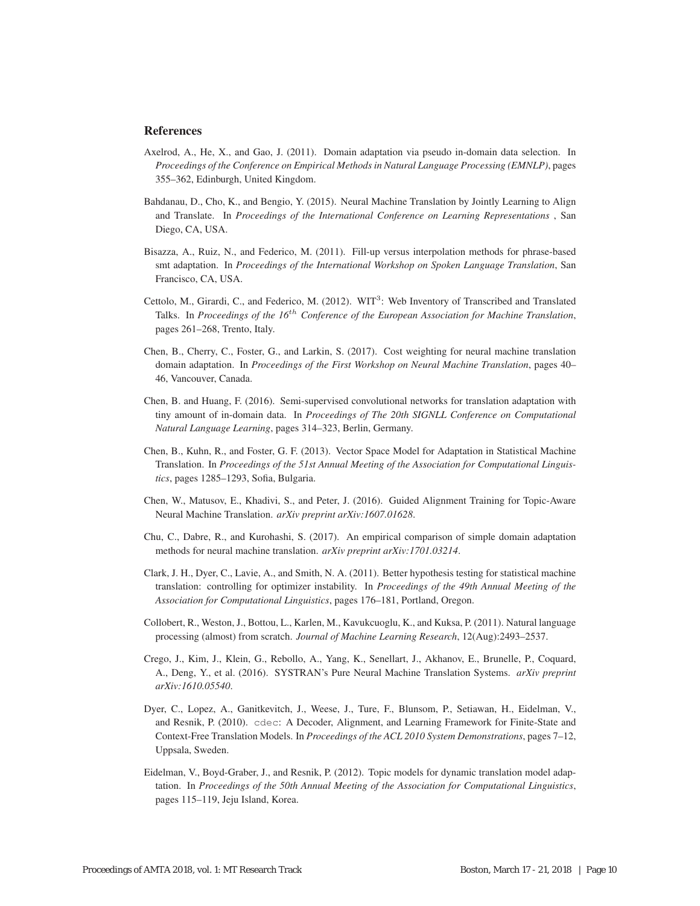## References

Axelrod, A., He, X., and Gao, J. (2011). Domain adaptation via pseudo in-domain data selection. In *Proceedings of the Conference on Empirical Methods in Natural Language Processing (EMNLP)*, pages 355–362, Edinburgh, United Kingdom.

Bahdanau, D., Cho, K., and Bengio, Y. (2015). Neural Machine Translation by Jointly Learning to Align and Translate. In *Proceedings of the International Conference on Learning Representations* , San Diego, CA, USA.

Bisazza, A., Ruiz, N., and Federico, M. (2011). Fill-up versus interpolation methods for phrase-based smt adaptation. In *Proceedings of the International Workshop on Spoken Language Translation*, San Francisco, CA, USA.

Cettolo, M., Girardi, C., and Federico, M. (2012). WIT$^3$: Web Inventory of Transcribed and Translated Talks. In *Proceedings of the 16$^{th}$ Conference of the European Association for Machine Translation*, pages 261–268, Trento, Italy.

Chen, B., Cherry, C., Foster, G., and Larkin, S. (2017). Cost weighting for neural machine translation domain adaptation. In *Proceedings of the First Workshop on Neural Machine Translation*, pages 40–46, Vancouver, Canada.

Chen, B. and Huang, F. (2016). Semi-supervised convolutional networks for translation adaptation with tiny amount of in-domain data. In *Proceedings of The 20th SIGNLL Conference on Computational Natural Language Learning*, pages 314–323, Berlin, Germany.

Chen, B., Kuhn, R., and Foster, G. F. (2013). Vector Space Model for Adaptation in Statistical Machine Translation. In *Proceedings of the 51st Annual Meeting of the Association for Computational Linguistics*, pages 1285–1293, Sofia, Bulgaria.

Chen, W., Matusov, E., Khadivi, S., and Peter, J. (2016). Guided Alignment Training for Topic-Aware Neural Machine Translation. *arXiv preprint arXiv:1607.01628*.

Chu, C., Dabre, R., and Kurohashi, S. (2017). An empirical comparison of simple domain adaptation methods for neural machine translation. *arXiv preprint arXiv:1701.03214*.

Clark, J. H., Dyer, C., Lavie, A., and Smith, N. A. (2011). Better hypothesis testing for statistical machine translation: controlling for optimizer instability. In *Proceedings of the 49th Annual Meeting of the Association for Computational Linguistics*, pages 176–181, Portland, Oregon.

Collobert, R., Weston, J., Bottou, L., Karlen, M., Kavukcuoglu, K., and Kuksa, P. (2011). Natural language processing (almost) from scratch. *Journal of Machine Learning Research*, 12(Aug):2493–2537.

Crego, J., Kim, J., Klein, G., Rebollo, A., Yang, K., Senellart, J., Akhanov, E., Brunelle, P., Coquard, A., Deng, Y., et al. (2016). SYSTRAN's Pure Neural Machine Translation Systems. *arXiv preprint arXiv:1610.05540*.

Dyer, C., Lopez, A., Ganitkevitch, J., Weese, J., Ture, F., Blunsom, P., Setiawan, H., Eidelman, V., and Resnik, P. (2010). `cdec`: A Decoder, Alignment, and Learning Framework for Finite-State and Context-Free Translation Models. In *Proceedings of the ACL 2010 System Demonstrations*, pages 7–12, Uppsala, Sweden.

Eidelman, V., Boyd-Graber, J., and Resnik, P. (2012). Topic models for dynamic translation model adaptation. In *Proceedings of the 50th Annual Meeting of the Association for Computational Linguistics*, pages 115–119, Jeju Island, Korea.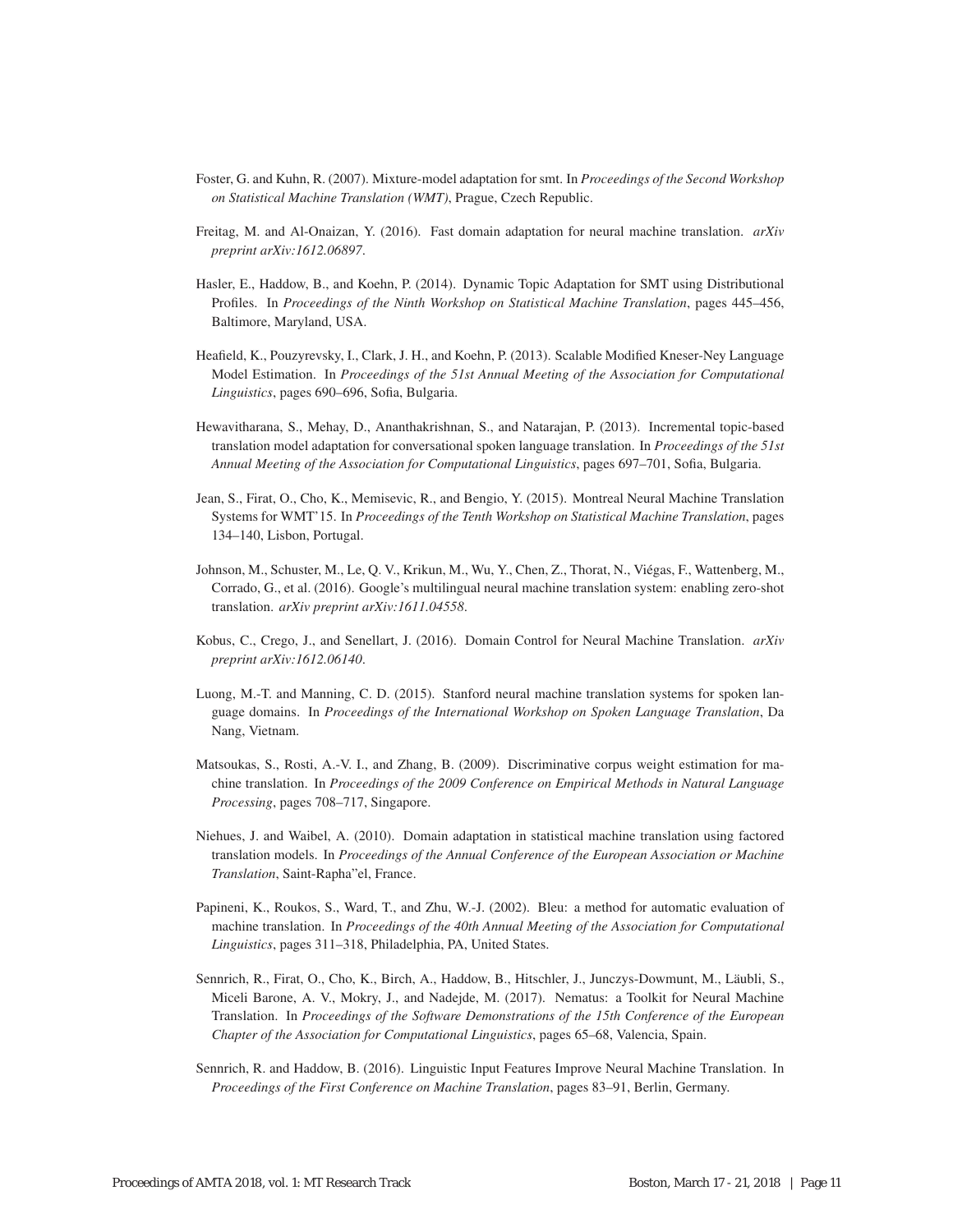Foster, G. and Kuhn, R. (2007). Mixture-model adaptation for smt. In *Proceedings of the Second Workshop on Statistical Machine Translation (WMT)*, Prague, Czech Republic.

Freitag, M. and Al-Onaizan, Y. (2016). Fast domain adaptation for neural machine translation. *arXiv preprint arXiv:1612.06897*.

Hasler, E., Haddow, B., and Koehn, P. (2014). Dynamic Topic Adaptation for SMT using Distributional Profiles. In *Proceedings of the Ninth Workshop on Statistical Machine Translation*, pages 445–456, Baltimore, Maryland, USA.

Heafield, K., Pouzyrevsky, I., Clark, J. H., and Koehn, P. (2013). Scalable Modified Kneser-Ney Language Model Estimation. In *Proceedings of the 51st Annual Meeting of the Association for Computational Linguistics*, pages 690–696, Sofia, Bulgaria.

Hewavitharana, S., Mehay, D., Ananthakrishnan, S., and Natarajan, P. (2013). Incremental topic-based translation model adaptation for conversational spoken language translation. In *Proceedings of the 51st Annual Meeting of the Association for Computational Linguistics*, pages 697–701, Sofia, Bulgaria.

Jean, S., Firat, O., Cho, K., Memisevic, R., and Bengio, Y. (2015). Montreal Neural Machine Translation Systems for WMT'15. In *Proceedings of the Tenth Workshop on Statistical Machine Translation*, pages 134–140, Lisbon, Portugal.

Johnson, M., Schuster, M., Le, Q. V., Krikun, M., Wu, Y., Chen, Z., Thorat, N., Viégas, F., Wattenberg, M., Corrado, G., et al. (2016). Google's multilingual neural machine translation system: enabling zero-shot translation. *arXiv preprint arXiv:1611.04558*.

Kobus, C., Crego, J., and Senellart, J. (2016). Domain Control for Neural Machine Translation. *arXiv preprint arXiv:1612.06140*.

Luong, M.-T. and Manning, C. D. (2015). Stanford neural machine translation systems for spoken language domains. In *Proceedings of the International Workshop on Spoken Language Translation*, Da Nang, Vietnam.

Matsoukas, S., Rosti, A.-V. I., and Zhang, B. (2009). Discriminative corpus weight estimation for machine translation. In *Proceedings of the 2009 Conference on Empirical Methods in Natural Language Processing*, pages 708–717, Singapore.

Niehues, J. and Waibel, A. (2010). Domain adaptation in statistical machine translation using factored translation models. In *Proceedings of the Annual Conference of the European Association or Machine Translation*, Saint-Rapha"el, France.

Papineni, K., Roukos, S., Ward, T., and Zhu, W.-J. (2002). Bleu: a method for automatic evaluation of machine translation. In *Proceedings of the 40th Annual Meeting of the Association for Computational Linguistics*, pages 311–318, Philadelphia, PA, United States.

Sennrich, R., Firat, O., Cho, K., Birch, A., Haddow, B., Hitschler, J., Junczys-Dowmunt, M., Läubli, S., Miceli Barone, A. V., Mokry, J., and Nadejde, M. (2017). Nematus: a Toolkit for Neural Machine Translation. In *Proceedings of the Software Demonstrations of the 15th Conference of the European Chapter of the Association for Computational Linguistics*, pages 65–68, Valencia, Spain.

Sennrich, R. and Haddow, B. (2016). Linguistic Input Features Improve Neural Machine Translation. In *Proceedings of the First Conference on Machine Translation*, pages 83–91, Berlin, Germany.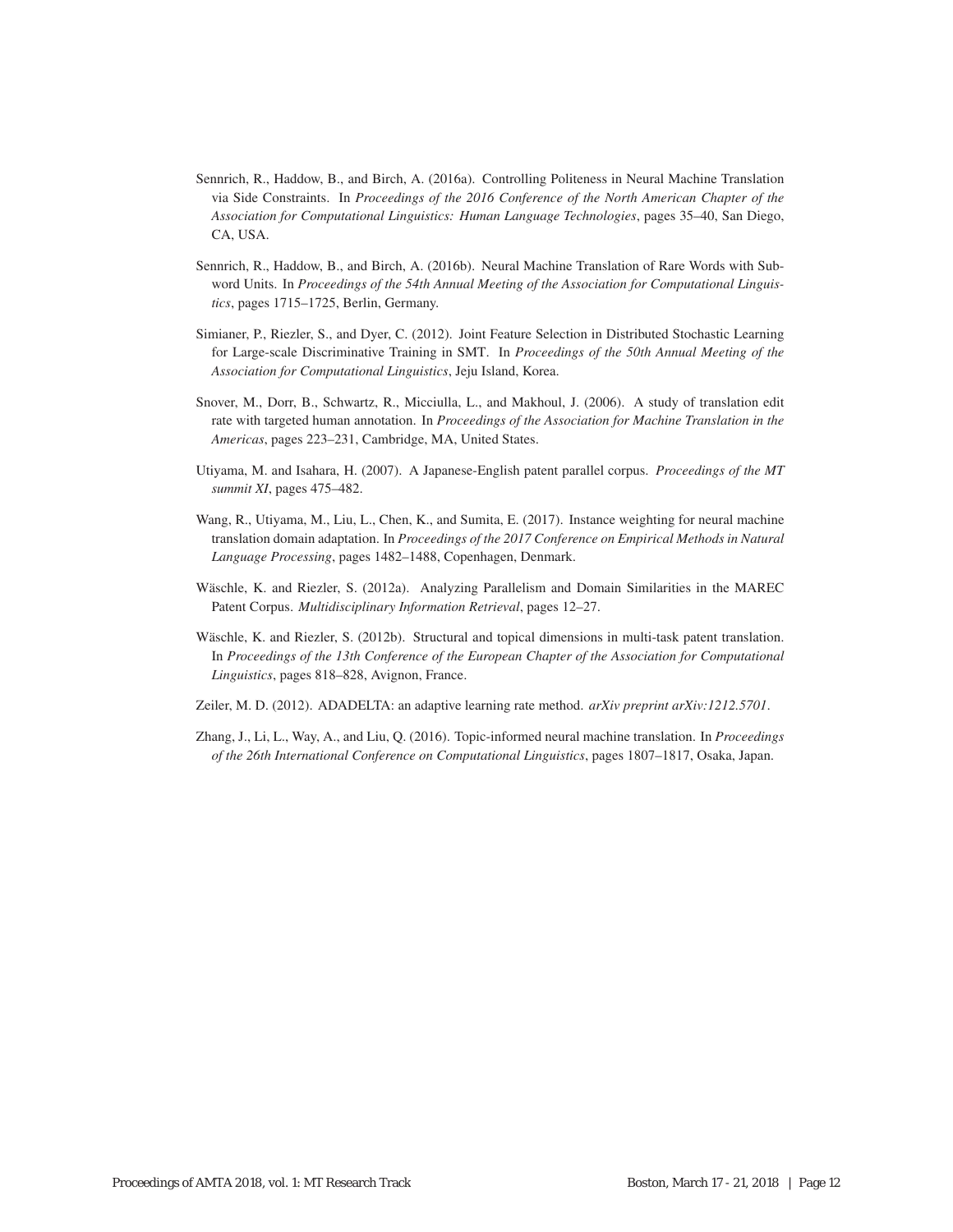Sennrich, R., Haddow, B., and Birch, A. (2016a). Controlling Politeness in Neural Machine Translation via Side Constraints. In *Proceedings of the 2016 Conference of the North American Chapter of the Association for Computational Linguistics: Human Language Technologies*, pages 35–40, San Diego, CA, USA.

Sennrich, R., Haddow, B., and Birch, A. (2016b). Neural Machine Translation of Rare Words with Subword Units. In *Proceedings of the 54th Annual Meeting of the Association for Computational Linguistics*, pages 1715–1725, Berlin, Germany.

Simianer, P., Riezler, S., and Dyer, C. (2012). Joint Feature Selection in Distributed Stochastic Learning for Large-scale Discriminative Training in SMT. In *Proceedings of the 50th Annual Meeting of the Association for Computational Linguistics*, Jeju Island, Korea.

Snover, M., Dorr, B., Schwartz, R., Micciulla, L., and Makhoul, J. (2006). A study of translation edit rate with targeted human annotation. In *Proceedings of the Association for Machine Translation in the Americas*, pages 223–231, Cambridge, MA, United States.

Utiyama, M. and Isahara, H. (2007). A Japanese-English patent parallel corpus. *Proceedings of the MT summit XI*, pages 475–482.

Wang, R., Utiyama, M., Liu, L., Chen, K., and Sumita, E. (2017). Instance weighting for neural machine translation domain adaptation. In *Proceedings of the 2017 Conference on Empirical Methods in Natural Language Processing*, pages 1482–1488, Copenhagen, Denmark.

Wäschle, K. and Riezler, S. (2012a). Analyzing Parallelism and Domain Similarities in the MAREC Patent Corpus. *Multidisciplinary Information Retrieval*, pages 12–27.

Wäschle, K. and Riezler, S. (2012b). Structural and topical dimensions in multi-task patent translation. In *Proceedings of the 13th Conference of the European Chapter of the Association for Computational Linguistics*, pages 818–828, Avignon, France.

Zeiler, M. D. (2012). ADADELTA: an adaptive learning rate method. *arXiv preprint arXiv:1212.5701*.

Zhang, J., Li, L., Way, A., and Liu, Q. (2016). Topic-informed neural machine translation. In *Proceedings of the 26th International Conference on Computational Linguistics*, pages 1807–1817, Osaka, Japan.